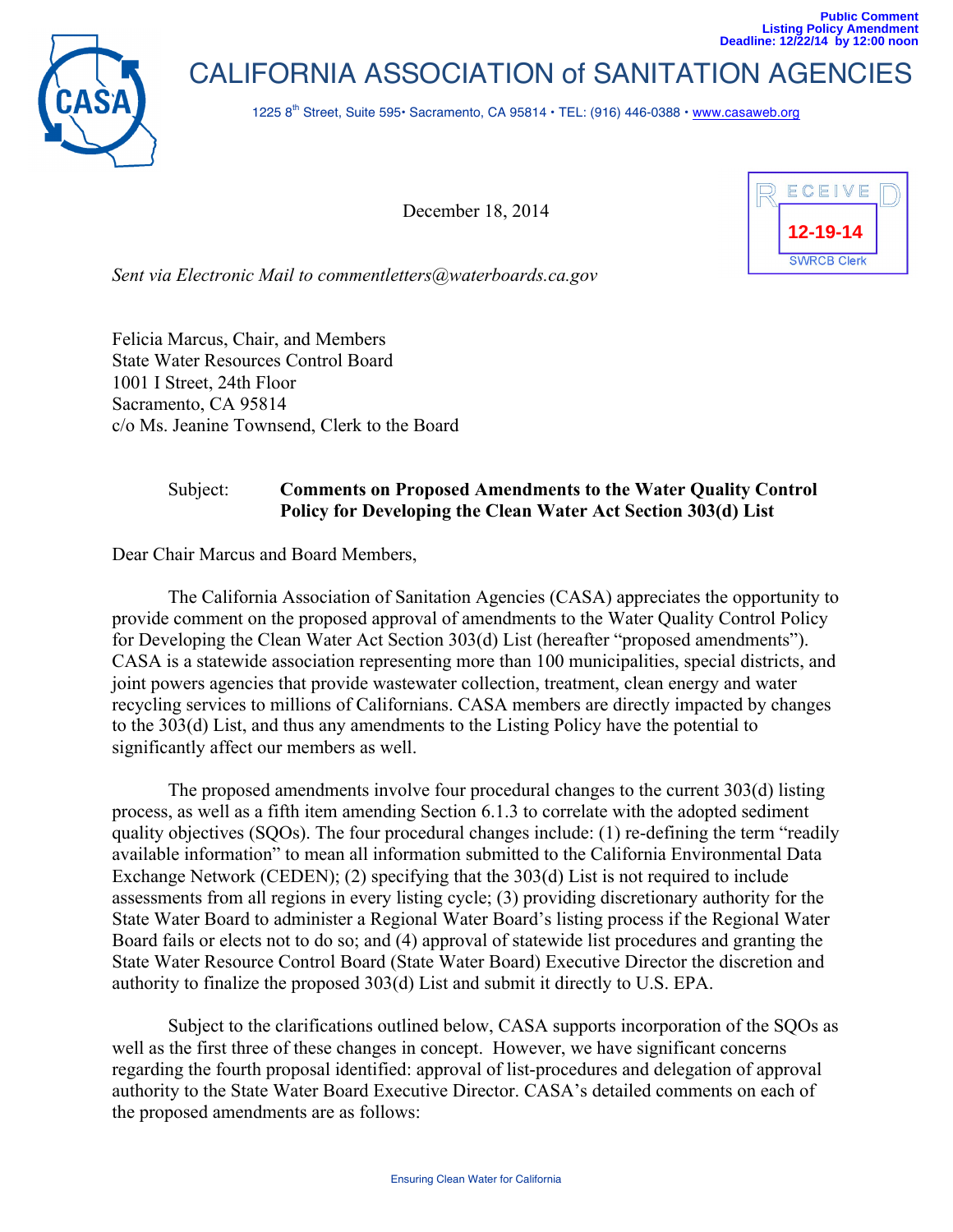Public Comment
Listing Policy Amendment
Deadline: 12/22/14 by 12:00 noon

# CALIFORNIA ASSOCIATION of SANITATION AGENCIES

1225 8th Street, Suite 595• Sacramento, CA 95814 • TEL: (916) 446-0388 • www.casaweb.org

December 18, 2014

RECEIVED
12-19-14
SWRCB Clerk

*Sent via Electronic Mail to commentletters@waterboards.ca.gov*

Felicia Marcus, Chair, and Members
State Water Resources Control Board
1001 I Street, 24th Floor
Sacramento, CA 95814
c/o Ms. Jeanine Townsend, Clerk to the Board

Subject: **Comments on Proposed Amendments to the Water Quality Control Policy for Developing the Clean Water Act Section 303(d) List**

Dear Chair Marcus and Board Members,

The California Association of Sanitation Agencies (CASA) appreciates the opportunity to provide comment on the proposed approval of amendments to the Water Quality Control Policy for Developing the Clean Water Act Section 303(d) List (hereafter "proposed amendments"). CASA is a statewide association representing more than 100 municipalities, special districts, and joint powers agencies that provide wastewater collection, treatment, clean energy and water recycling services to millions of Californians. CASA members are directly impacted by changes to the 303(d) List, and thus any amendments to the Listing Policy have the potential to significantly affect our members as well.

The proposed amendments involve four procedural changes to the current 303(d) listing process, as well as a fifth item amending Section 6.1.3 to correlate with the adopted sediment quality objectives (SQOs). The four procedural changes include: (1) re-defining the term "readily available information" to mean all information submitted to the California Environmental Data Exchange Network (CEDEN); (2) specifying that the 303(d) List is not required to include assessments from all regions in every listing cycle; (3) providing discretionary authority for the State Water Board to administer a Regional Water Board's listing process if the Regional Water Board fails or elects not to do so; and (4) approval of statewide list procedures and granting the State Water Resource Control Board (State Water Board) Executive Director the discretion and authority to finalize the proposed 303(d) List and submit it directly to U.S. EPA.

Subject to the clarifications outlined below, CASA supports incorporation of the SQOs as well as the first three of these changes in concept. However, we have significant concerns regarding the fourth proposal identified: approval of list-procedures and delegation of approval authority to the State Water Board Executive Director. CASA's detailed comments on each of the proposed amendments are as follows:

Ensuring Clean Water for California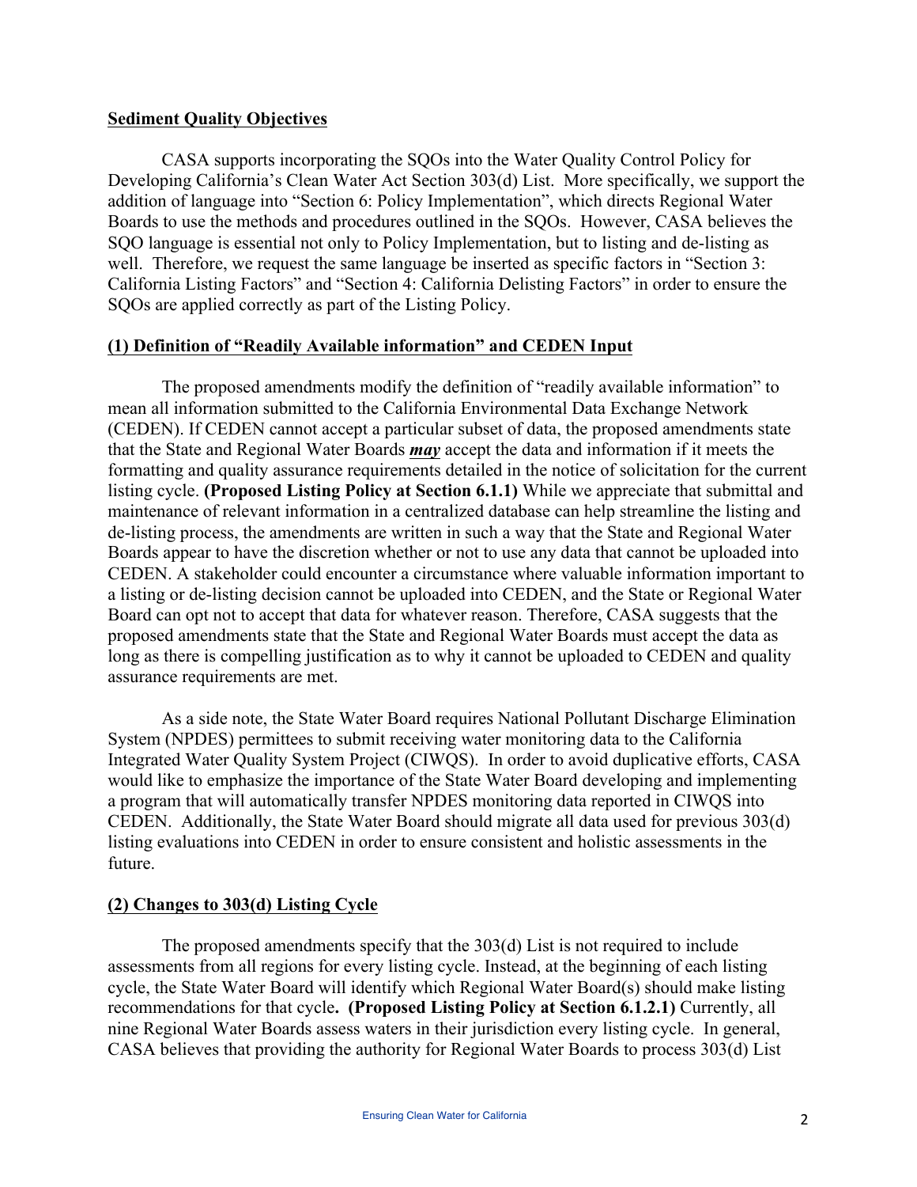**Sediment Quality Objectives**

CASA supports incorporating the SQOs into the Water Quality Control Policy for Developing California's Clean Water Act Section 303(d) List. More specifically, we support the addition of language into "Section 6: Policy Implementation", which directs Regional Water Boards to use the methods and procedures outlined in the SQOs. However, CASA believes the SQO language is essential not only to Policy Implementation, but to listing and de-listing as well. Therefore, we request the same language be inserted as specific factors in "Section 3: California Listing Factors" and "Section 4: California Delisting Factors" in order to ensure the SQOs are applied correctly as part of the Listing Policy.

**(1) Definition of "Readily Available information" and CEDEN Input**

The proposed amendments modify the definition of "readily available information" to mean all information submitted to the California Environmental Data Exchange Network (CEDEN). If CEDEN cannot accept a particular subset of data, the proposed amendments state that the State and Regional Water Boards ***may*** accept the data and information if it meets the formatting and quality assurance requirements detailed in the notice of solicitation for the current listing cycle. **(Proposed Listing Policy at Section 6.1.1)** While we appreciate that submittal and maintenance of relevant information in a centralized database can help streamline the listing and de-listing process, the amendments are written in such a way that the State and Regional Water Boards appear to have the discretion whether or not to use any data that cannot be uploaded into CEDEN. A stakeholder could encounter a circumstance where valuable information important to a listing or de-listing decision cannot be uploaded into CEDEN, and the State or Regional Water Board can opt not to accept that data for whatever reason. Therefore, CASA suggests that the proposed amendments state that the State and Regional Water Boards must accept the data as long as there is compelling justification as to why it cannot be uploaded to CEDEN and quality assurance requirements are met.

As a side note, the State Water Board requires National Pollutant Discharge Elimination System (NPDES) permittees to submit receiving water monitoring data to the California Integrated Water Quality System Project (CIWQS). In order to avoid duplicative efforts, CASA would like to emphasize the importance of the State Water Board developing and implementing a program that will automatically transfer NPDES monitoring data reported in CIWQS into CEDEN. Additionally, the State Water Board should migrate all data used for previous 303(d) listing evaluations into CEDEN in order to ensure consistent and holistic assessments in the future.

**(2) Changes to 303(d) Listing Cycle**

The proposed amendments specify that the 303(d) List is not required to include assessments from all regions for every listing cycle. Instead, at the beginning of each listing cycle, the State Water Board will identify which Regional Water Board(s) should make listing recommendations for that cycle**. (Proposed Listing Policy at Section 6.1.2.1)** Currently, all nine Regional Water Boards assess waters in their jurisdiction every listing cycle. In general, CASA believes that providing the authority for Regional Water Boards to process 303(d) List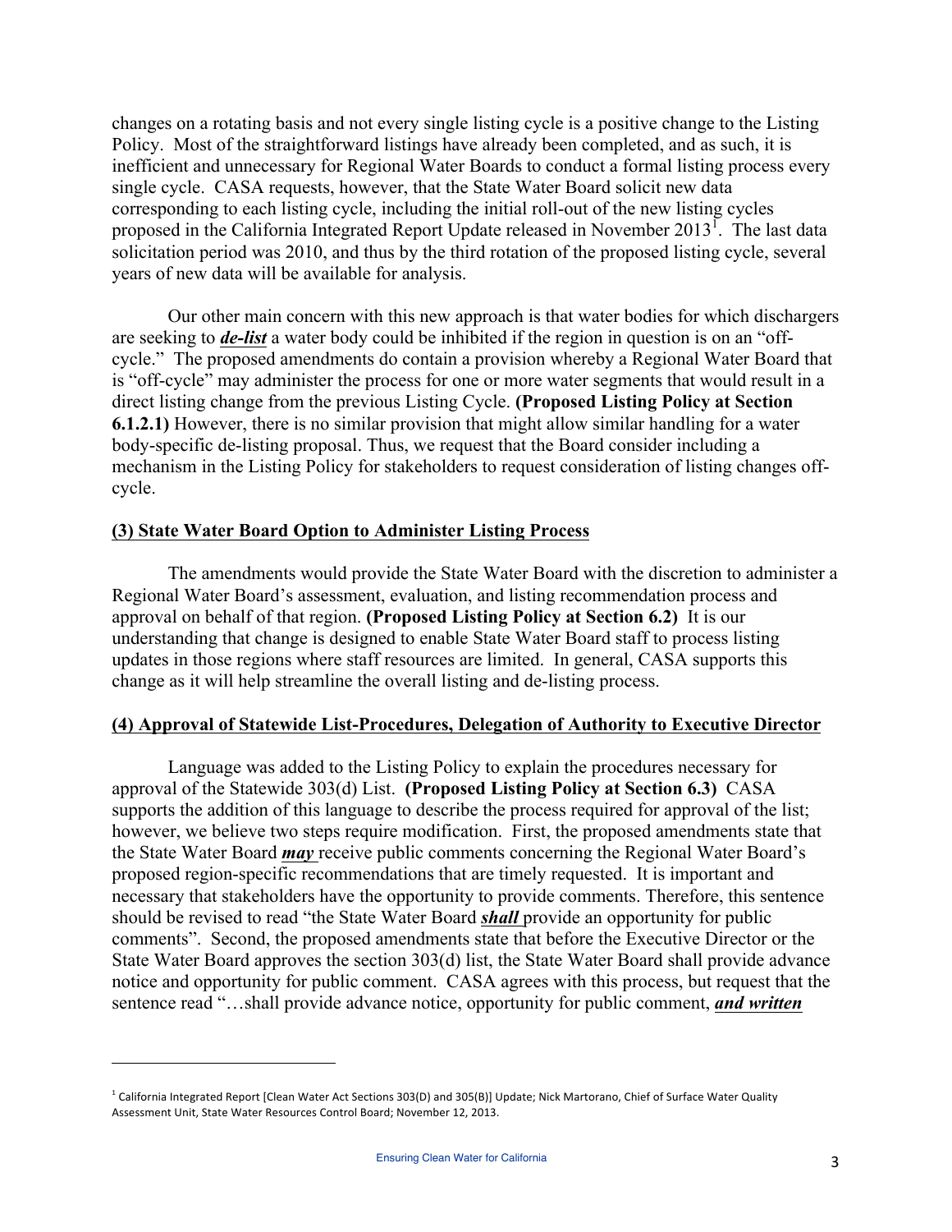changes on a rotating basis and not every single listing cycle is a positive change to the Listing Policy. Most of the straightforward listings have already been completed, and as such, it is inefficient and unnecessary for Regional Water Boards to conduct a formal listing process every single cycle. CASA requests, however, that the State Water Board solicit new data corresponding to each listing cycle, including the initial roll-out of the new listing cycles proposed in the California Integrated Report Update released in November 2013[1]. The last data solicitation period was 2010, and thus by the third rotation of the proposed listing cycle, several years of new data will be available for analysis.

Our other main concern with this new approach is that water bodies for which dischargers are seeking to ***de-list*** a water body could be inhibited if the region in question is on an "off-cycle." The proposed amendments do contain a provision whereby a Regional Water Board that is "off-cycle" may administer the process for one or more water segments that would result in a direct listing change from the previous Listing Cycle. **(Proposed Listing Policy at Section 6.1.2.1)** However, there is no similar provision that might allow similar handling for a water body-specific de-listing proposal. Thus, we request that the Board consider including a mechanism in the Listing Policy for stakeholders to request consideration of listing changes off-cycle.

## (3) State Water Board Option to Administer Listing Process

The amendments would provide the State Water Board with the discretion to administer a Regional Water Board's assessment, evaluation, and listing recommendation process and approval on behalf of that region. **(Proposed Listing Policy at Section 6.2)** It is our understanding that change is designed to enable State Water Board staff to process listing updates in those regions where staff resources are limited. In general, CASA supports this change as it will help streamline the overall listing and de-listing process.

## (4) Approval of Statewide List-Procedures, Delegation of Authority to Executive Director

Language was added to the Listing Policy to explain the procedures necessary for approval of the Statewide 303(d) List. **(Proposed Listing Policy at Section 6.3)** CASA supports the addition of this language to describe the process required for approval of the list; however, we believe two steps require modification. First, the proposed amendments state that the State Water Board ***may*** receive public comments concerning the Regional Water Board's proposed region-specific recommendations that are timely requested. It is important and necessary that stakeholders have the opportunity to provide comments. Therefore, this sentence should be revised to read "the State Water Board ***shall*** provide an opportunity for public comments". Second, the proposed amendments state that before the Executive Director or the State Water Board approves the section 303(d) list, the State Water Board shall provide advance notice and opportunity for public comment. CASA agrees with this process, but request that the sentence read "…shall provide advance notice, opportunity for public comment, ***and written***

---

[1] California Integrated Report [Clean Water Act Sections 303(D) and 305(B)] Update; Nick Martorano, Chief of Surface Water Quality Assessment Unit, State Water Resources Control Board; November 12, 2013.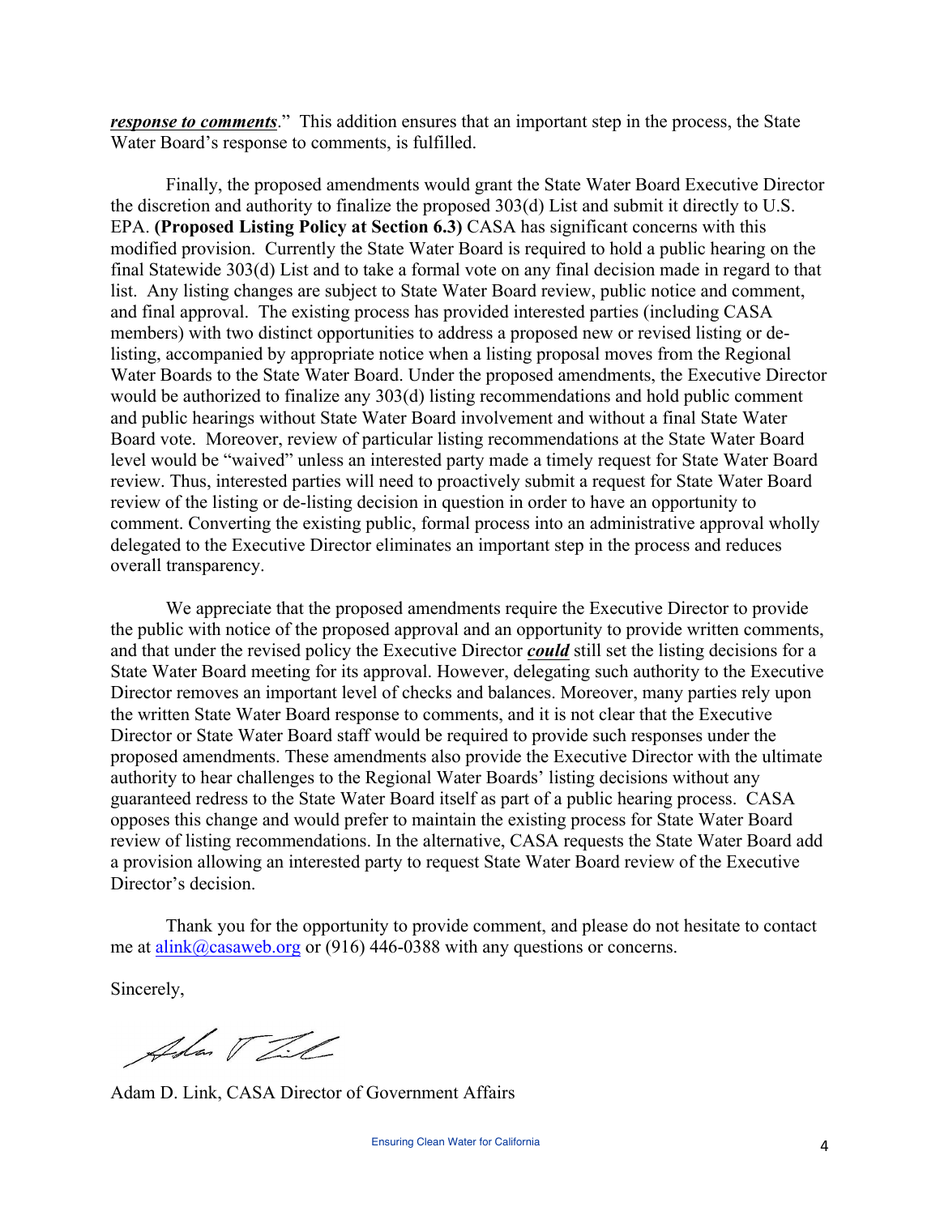***response to comments***." This addition ensures that an important step in the process, the State Water Board's response to comments, is fulfilled.

Finally, the proposed amendments would grant the State Water Board Executive Director the discretion and authority to finalize the proposed 303(d) List and submit it directly to U.S. EPA. **(Proposed Listing Policy at Section 6.3)** CASA has significant concerns with this modified provision. Currently the State Water Board is required to hold a public hearing on the final Statewide 303(d) List and to take a formal vote on any final decision made in regard to that list. Any listing changes are subject to State Water Board review, public notice and comment, and final approval. The existing process has provided interested parties (including CASA members) with two distinct opportunities to address a proposed new or revised listing or de-listing, accompanied by appropriate notice when a listing proposal moves from the Regional Water Boards to the State Water Board. Under the proposed amendments, the Executive Director would be authorized to finalize any 303(d) listing recommendations and hold public comment and public hearings without State Water Board involvement and without a final State Water Board vote. Moreover, review of particular listing recommendations at the State Water Board level would be "waived" unless an interested party made a timely request for State Water Board review. Thus, interested parties will need to proactively submit a request for State Water Board review of the listing or de-listing decision in question in order to have an opportunity to comment. Converting the existing public, formal process into an administrative approval wholly delegated to the Executive Director eliminates an important step in the process and reduces overall transparency.

We appreciate that the proposed amendments require the Executive Director to provide the public with notice of the proposed approval and an opportunity to provide written comments, and that under the revised policy the Executive Director ***could*** still set the listing decisions for a State Water Board meeting for its approval. However, delegating such authority to the Executive Director removes an important level of checks and balances. Moreover, many parties rely upon the written State Water Board response to comments, and it is not clear that the Executive Director or State Water Board staff would be required to provide such responses under the proposed amendments. These amendments also provide the Executive Director with the ultimate authority to hear challenges to the Regional Water Boards' listing decisions without any guaranteed redress to the State Water Board itself as part of a public hearing process. CASA opposes this change and would prefer to maintain the existing process for State Water Board review of listing recommendations. In the alternative, CASA requests the State Water Board add a provision allowing an interested party to request State Water Board review of the Executive Director's decision.

Thank you for the opportunity to provide comment, and please do not hesitate to contact me at alink@casaweb.org or (916) 446-0388 with any questions or concerns.

Sincerely,

Adam D. Link, CASA Director of Government Affairs